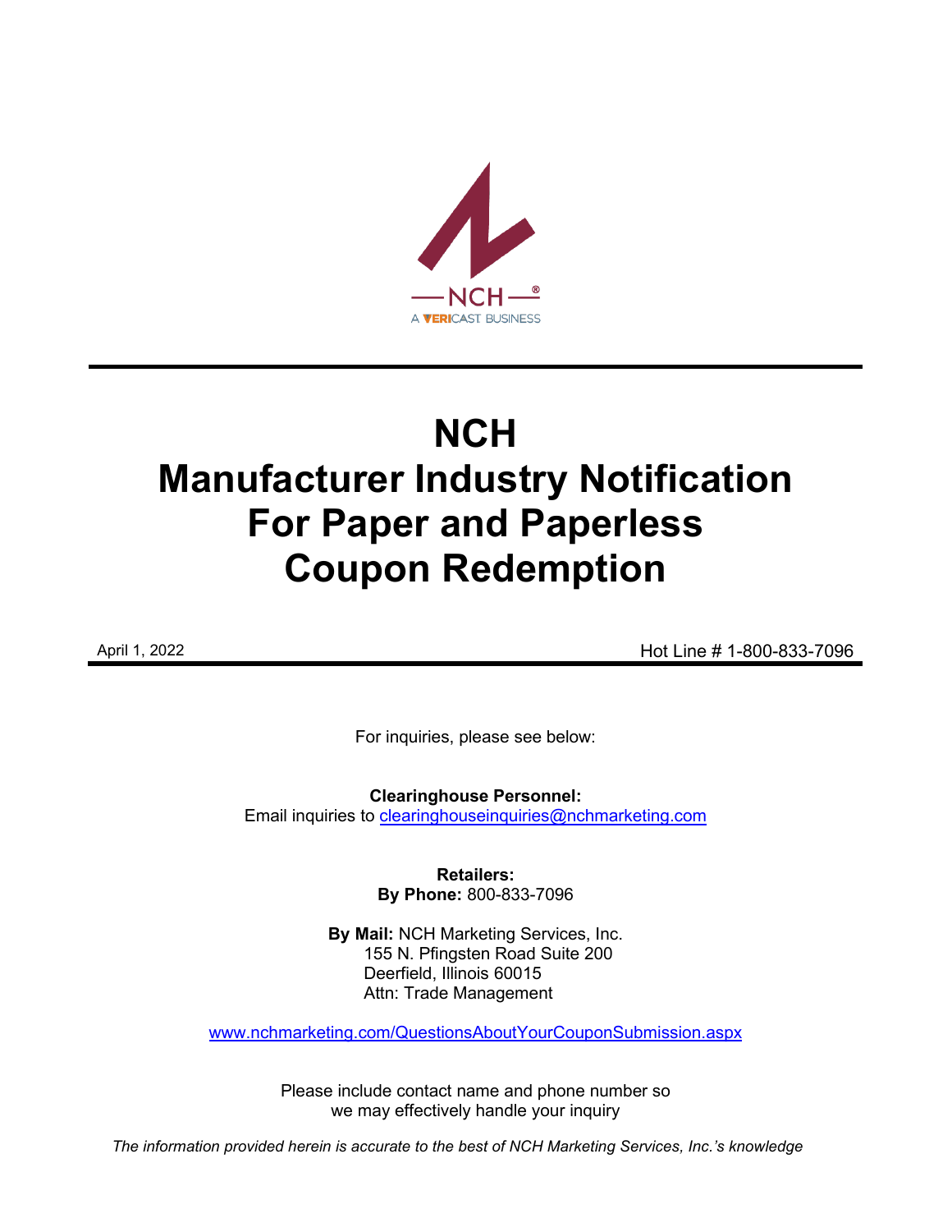# NCH Manufacturer Industry Notification For Paper and Paperless Coupon Redemption

April 1, 2022

Hot Line # 1-800-833-7096

For inquiries, please see below:

**Clearinghouse Personnel:**
Email inquiries to clearinghouseinquiries@nchmarketing.com

**Retailers:**
**By Phone:** 800-833-7096

**By Mail:** NCH Marketing Services, Inc.
155 N. Pfingsten Road Suite 200
Deerfield, Illinois 60015
Attn: Trade Management

www.nchmarketing.com/QuestionsAboutYourCouponSubmission.aspx

Please include contact name and phone number so we may effectively handle your inquiry

*The information provided herein is accurate to the best of NCH Marketing Services, Inc.'s knowledge*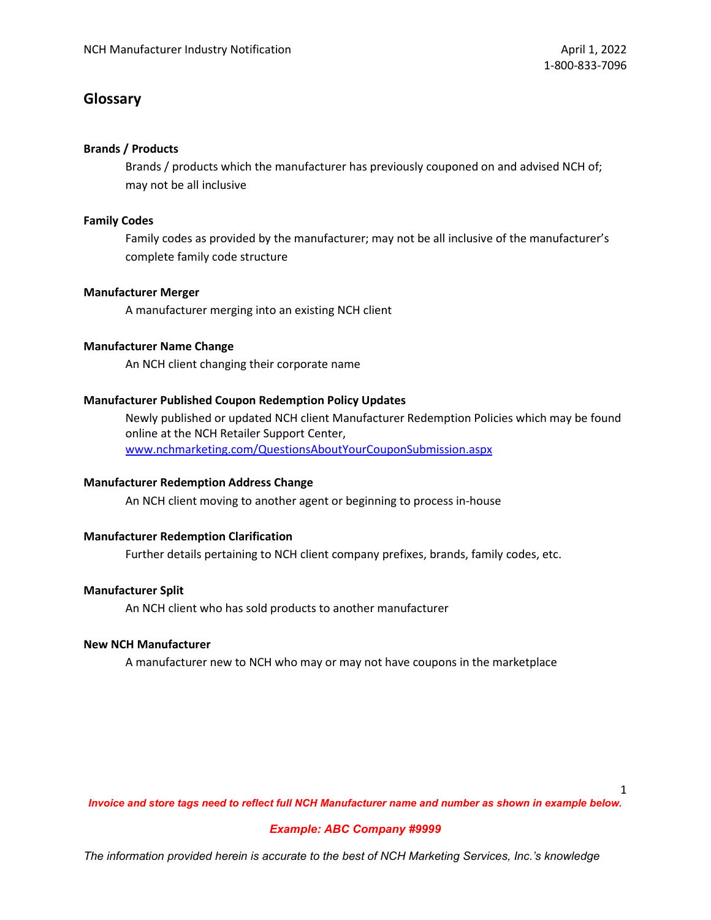## Glossary

**Brands / Products**

Brands / products which the manufacturer has previously couponed on and advised NCH of; may not be all inclusive

**Family Codes**

Family codes as provided by the manufacturer; may not be all inclusive of the manufacturer's complete family code structure

**Manufacturer Merger**

A manufacturer merging into an existing NCH client

**Manufacturer Name Change**

An NCH client changing their corporate name

**Manufacturer Published Coupon Redemption Policy Updates**

Newly published or updated NCH client Manufacturer Redemption Policies which may be found online at the NCH Retailer Support Center, www.nchmarketing.com/QuestionsAboutYourCouponSubmission.aspx

**Manufacturer Redemption Address Change**

An NCH client moving to another agent or beginning to process in-house

**Manufacturer Redemption Clarification**

Further details pertaining to NCH client company prefixes, brands, family codes, etc.

**Manufacturer Split**

An NCH client who has sold products to another manufacturer

**New NCH Manufacturer**

A manufacturer new to NCH who may or may not have coupons in the marketplace

***Invoice and store tags need to reflect full NCH Manufacturer name and number as shown in example below.***

***Example: ABC Company #9999***

*The information provided herein is accurate to the best of NCH Marketing Services, Inc.'s knowledge*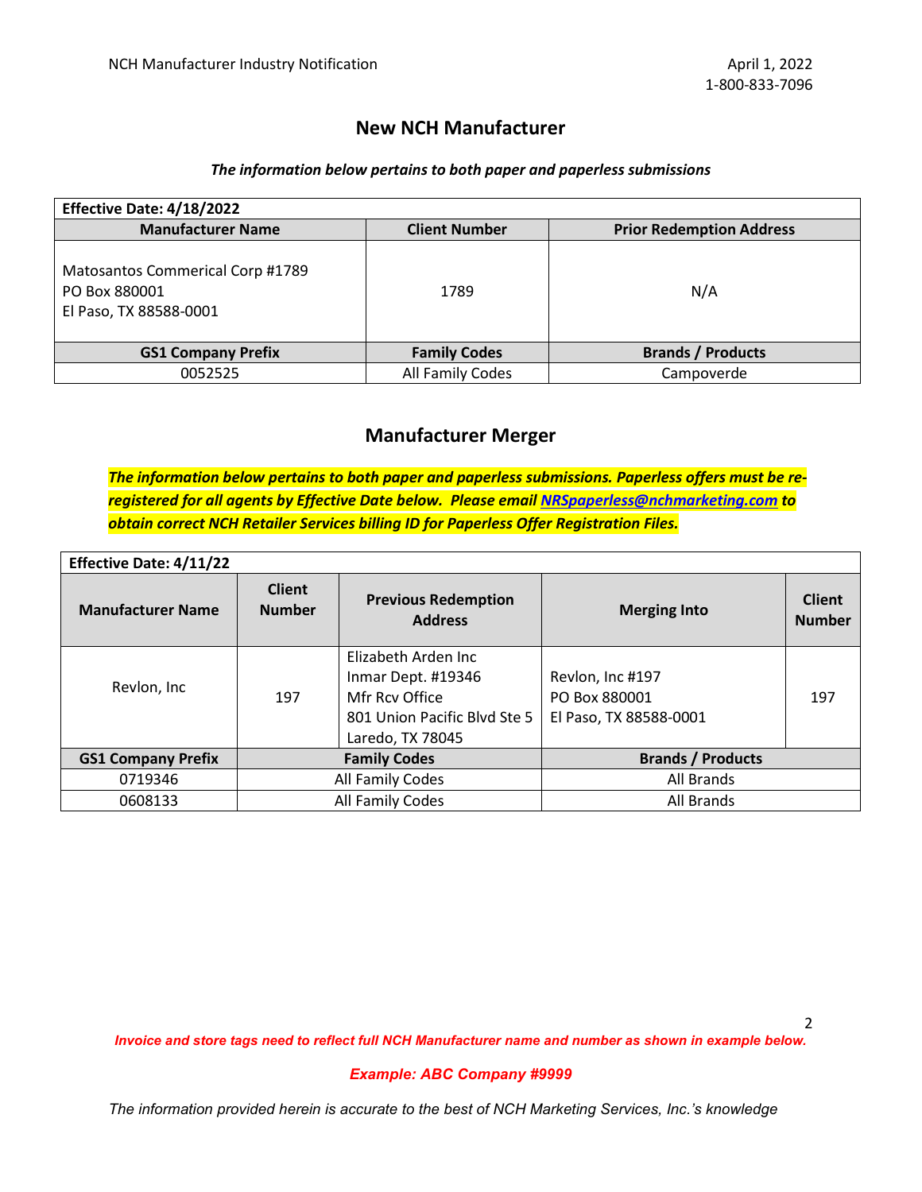NCH Manufacturer Industry Notification

April 1, 2022
1-800-833-7096

## New NCH Manufacturer

***The information below pertains to both paper and paperless submissions***

| **Effective Date: 4/18/2022** | | |
|---|---|---|
| **Manufacturer Name** | **Client Number** | **Prior Redemption Address** |
| Matosantos Commerical Corp #1789<br>PO Box 880001<br>El Paso, TX 88588-0001 | 1789 | N/A |
| **GS1 Company Prefix** | **Family Codes** | **Brands / Products** |
| 0052525 | All Family Codes | Campoverde |

## Manufacturer Merger

***The information below pertains to both paper and paperless submissions. Paperless offers must be re-registered for all agents by Effective Date below. Please email NRSpaperless@nchmarketing.com to obtain correct NCH Retailer Services billing ID for Paperless Offer Registration Files.***

| **Effective Date: 4/11/22** | | | | |
|---|---|---|---|---|
| **Manufacturer Name** | **Client Number** | **Previous Redemption Address** | **Merging Into** | **Client Number** |
| Revlon, Inc | 197 | Elizabeth Arden Inc<br>Inmar Dept. #19346<br>Mfr Rcv Office<br>801 Union Pacific Blvd Ste 5<br>Laredo, TX 78045 | Revlon, Inc #197<br>PO Box 880001<br>El Paso, TX 88588-0001 | 197 |
| **GS1 Company Prefix** | **Family Codes** | | **Brands / Products** | |
| 0719346 | All Family Codes | | All Brands | |
| 0608133 | All Family Codes | | All Brands | |

***Invoice and store tags need to reflect full NCH Manufacturer name and number as shown in example below.***

***Example: ABC Company #9999***

*The information provided herein is accurate to the best of NCH Marketing Services, Inc.'s knowledge*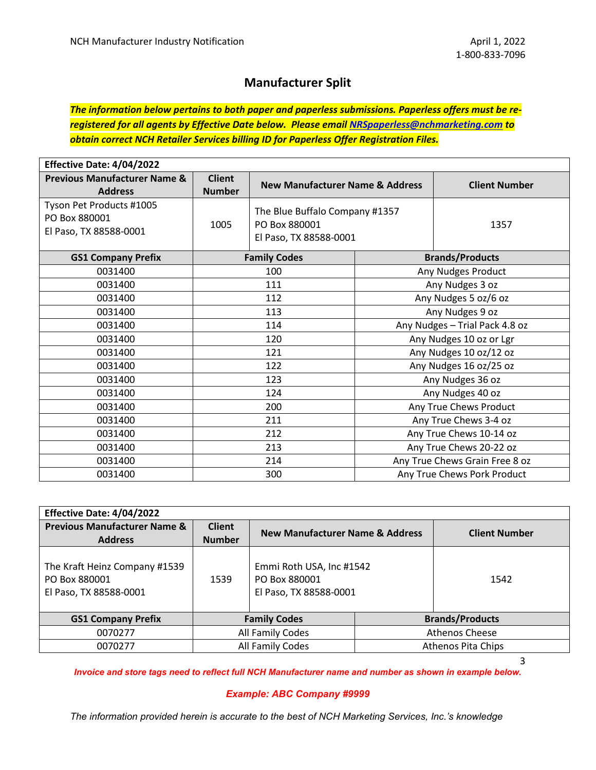NCH Manufacturer Industry Notification

April 1, 2022
1-800-833-7096

## Manufacturer Split

***The information below pertains to both paper and paperless submissions. Paperless offers must be re-registered for all agents by Effective Date below. Please email [NRSpaperless@nchmarketing.com](mailto:NRSpaperless@nchmarketing.com) to obtain correct NCH Retailer Services billing ID for Paperless Offer Registration Files.***

| **Effective Date: 4/04/2022** | | | |
|---|---|---|---|
| **Previous Manufacturer Name & Address** | **Client Number** | **New Manufacturer Name & Address** | **Client Number** |
| Tyson Pet Products #1005<br>PO Box 880001<br>El Paso, TX 88588-0001 | 1005 | The Blue Buffalo Company #1357<br>PO Box 880001<br>El Paso, TX 88588-0001 | 1357 |

| GS1 Company Prefix | Family Codes | Brands/Products |
|---|---|---|
| 0031400 | 100 | Any Nudges Product |
| 0031400 | 111 | Any Nudges 3 oz |
| 0031400 | 112 | Any Nudges 5 oz/6 oz |
| 0031400 | 113 | Any Nudges 9 oz |
| 0031400 | 114 | Any Nudges – Trial Pack 4.8 oz |
| 0031400 | 120 | Any Nudges 10 oz or Lgr |
| 0031400 | 121 | Any Nudges 10 oz/12 oz |
| 0031400 | 122 | Any Nudges 16 oz/25 oz |
| 0031400 | 123 | Any Nudges 36 oz |
| 0031400 | 124 | Any Nudges 40 oz |
| 0031400 | 200 | Any True Chews Product |
| 0031400 | 211 | Any True Chews 3-4 oz |
| 0031400 | 212 | Any True Chews 10-14 oz |
| 0031400 | 213 | Any True Chews 20-22 oz |
| 0031400 | 214 | Any True Chews Grain Free 8 oz |
| 0031400 | 300 | Any True Chews Pork Product |

| **Effective Date: 4/04/2022** | | | |
|---|---|---|---|
| **Previous Manufacturer Name & Address** | **Client Number** | **New Manufacturer Name & Address** | **Client Number** |
| The Kraft Heinz Company #1539<br>PO Box 880001<br>El Paso, TX 88588-0001 | 1539 | Emmi Roth USA, Inc #1542<br>PO Box 880001<br>El Paso, TX 88588-0001 | 1542 |

| GS1 Company Prefix | Family Codes | Brands/Products |
|---|---|---|
| 0070277 | All Family Codes | Athenos Cheese |
| 0070277 | All Family Codes | Athenos Pita Chips |

***Invoice and store tags need to reflect full NCH Manufacturer name and number as shown in example below.***

***Example: ABC Company #9999***

*The information provided herein is accurate to the best of NCH Marketing Services, Inc.'s knowledge*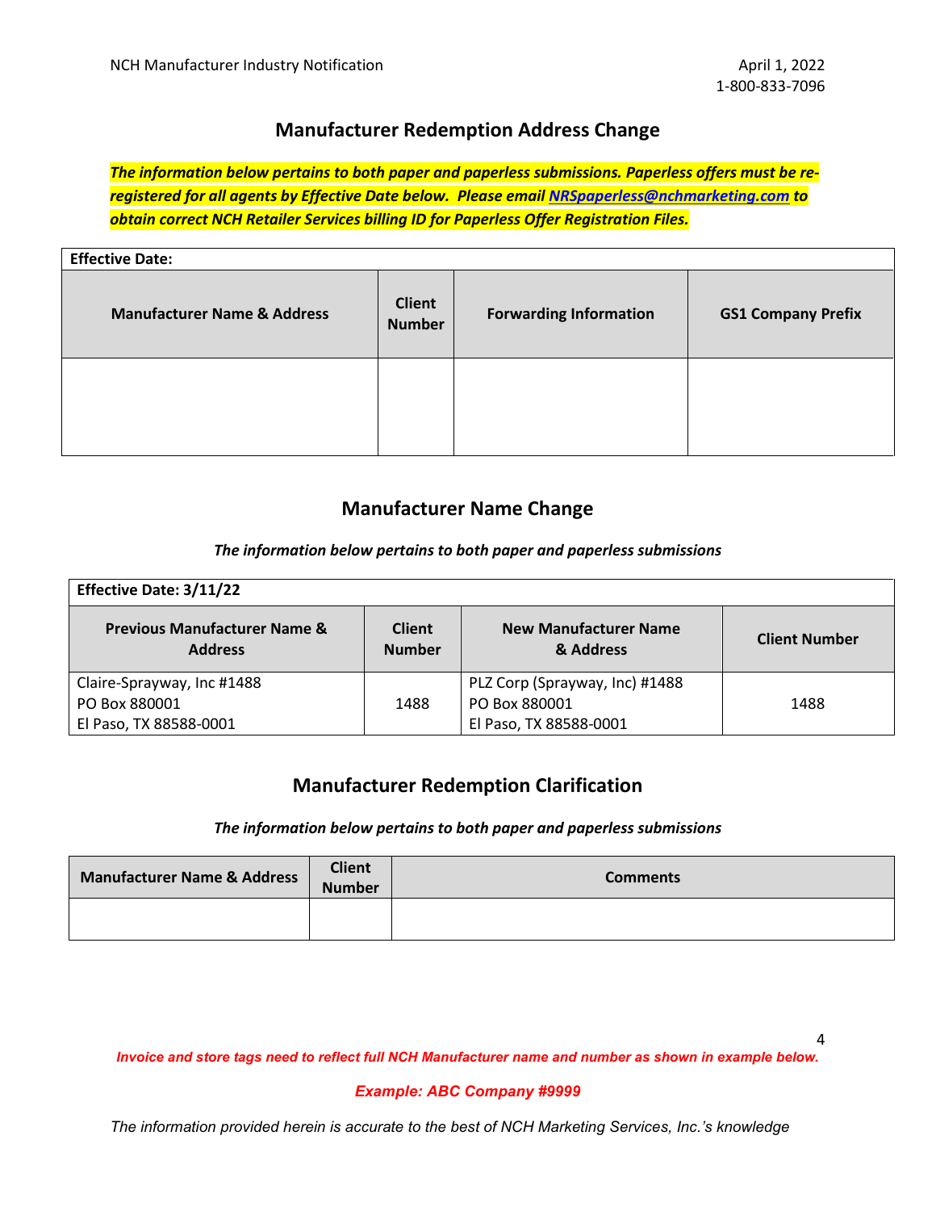## Manufacturer Redemption Address Change

***The information below pertains to both paper and paperless submissions. Paperless offers must be re-registered for all agents by Effective Date below. Please email [NRSpaperless@nchmarketing.com](mailto:NRSpaperless@nchmarketing.com) to obtain correct NCH Retailer Services billing ID for Paperless Offer Registration Files.***

| Effective Date: | | | |
|---|---|---|---|
| **Manufacturer Name & Address** | **Client Number** | **Forwarding Information** | **GS1 Company Prefix** |
| | | | |

## Manufacturer Name Change

*The information below pertains to both paper and paperless submissions*

| Effective Date: 3/11/22 | | | |
|---|---|---|---|
| **Previous Manufacturer Name & Address** | **Client Number** | **New Manufacturer Name & Address** | **Client Number** |
| Claire-Sprayway, Inc #1488<br>PO Box 880001<br>El Paso, TX 88588-0001 | 1488 | PLZ Corp (Sprayway, Inc) #1488<br>PO Box 880001<br>El Paso, TX 88588-0001 | 1488 |

## Manufacturer Redemption Clarification

*The information below pertains to both paper and paperless submissions*

| Manufacturer Name & Address | Client Number | Comments |
|---|---|---|
| | | |

***Invoice and store tags need to reflect full NCH Manufacturer name and number as shown in example below.***

***Example: ABC Company #9999***

*The information provided herein is accurate to the best of NCH Marketing Services, Inc.'s knowledge*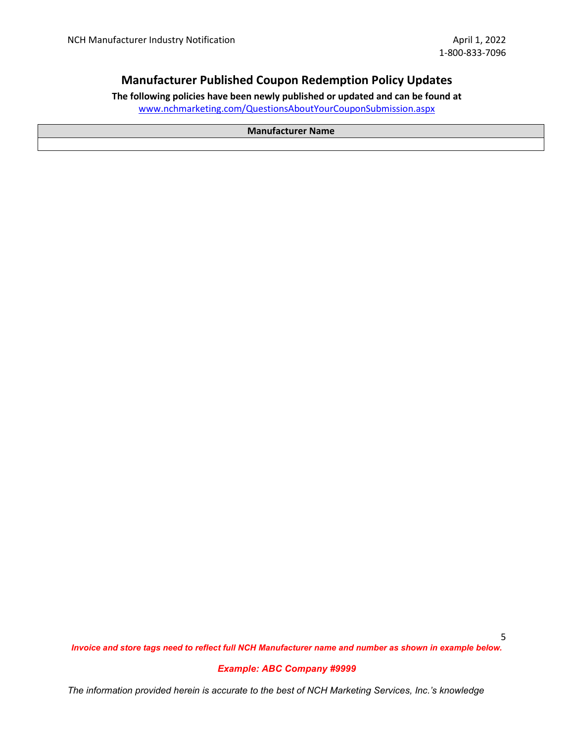## Manufacturer Published Coupon Redemption Policy Updates

**The following policies have been newly published or updated and can be found at**
[www.nchmarketing.com/QuestionsAboutYourCouponSubmission.aspx](http://www.nchmarketing.com/QuestionsAboutYourCouponSubmission.aspx)

| Manufacturer Name |
|---|
| |

***Invoice and store tags need to reflect full NCH Manufacturer name and number as shown in example below.***

***Example: ABC Company #9999***

*The information provided herein is accurate to the best of NCH Marketing Services, Inc.'s knowledge*